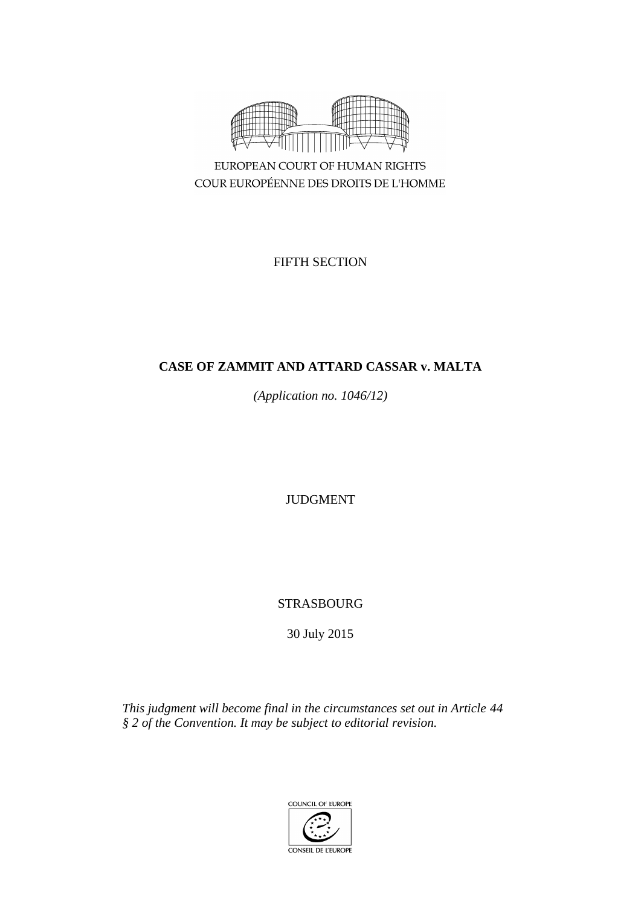EUROPEAN COURT OF HUMAN RIGHTS

COUR EUROPÉENNE DES DROITS DE L'HOMME

FIFTH SECTION

**CASE OF ZAMMIT AND ATTARD CASSAR v. MALTA**

*(Application no. 1046/12)*

JUDGMENT

STRASBOURG

30 July 2015

*This judgment will become final in the circumstances set out in Article 44 § 2 of the Convention. It may be subject to editorial revision.*

COUNCIL OF EUROPE

CONSEIL DE L'EUROPE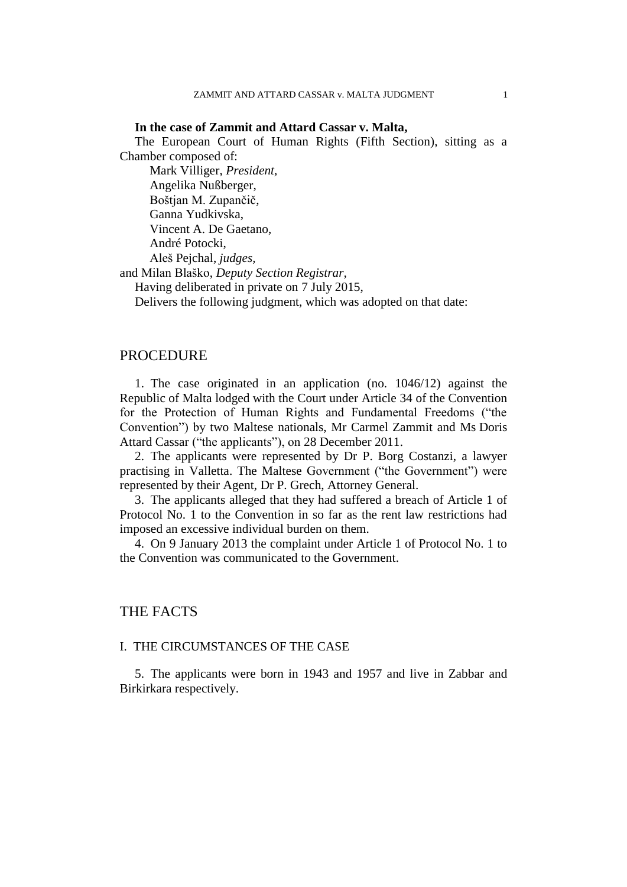**In the case of Zammit and Attard Cassar v. Malta,**

The European Court of Human Rights (Fifth Section), sitting as a Chamber composed of:

Mark Villiger, *President,*
Angelika Nußberger,
Boštjan M. Zupančič,
Ganna Yudkivska,
Vincent A. De Gaetano,
André Potocki,
Aleš Pejchal, *judges,*
and Milan Blaško, *Deputy Section Registrar,*

Having deliberated in private on 7 July 2015,

Delivers the following judgment, which was adopted on that date:

## PROCEDURE

1. The case originated in an application (no. 1046/12) against the Republic of Malta lodged with the Court under Article 34 of the Convention for the Protection of Human Rights and Fundamental Freedoms ("the Convention") by two Maltese nationals, Mr Carmel Zammit and Ms Doris Attard Cassar ("the applicants"), on 28 December 2011.

2. The applicants were represented by Dr P. Borg Costanzi, a lawyer practising in Valletta. The Maltese Government ("the Government") were represented by their Agent, Dr P. Grech, Attorney General.

3. The applicants alleged that they had suffered a breach of Article 1 of Protocol No. 1 to the Convention in so far as the rent law restrictions had imposed an excessive individual burden on them.

4. On 9 January 2013 the complaint under Article 1 of Protocol No. 1 to the Convention was communicated to the Government.

## THE FACTS

### I. THE CIRCUMSTANCES OF THE CASE

5. The applicants were born in 1943 and 1957 and live in Zabbar and Birkirkara respectively.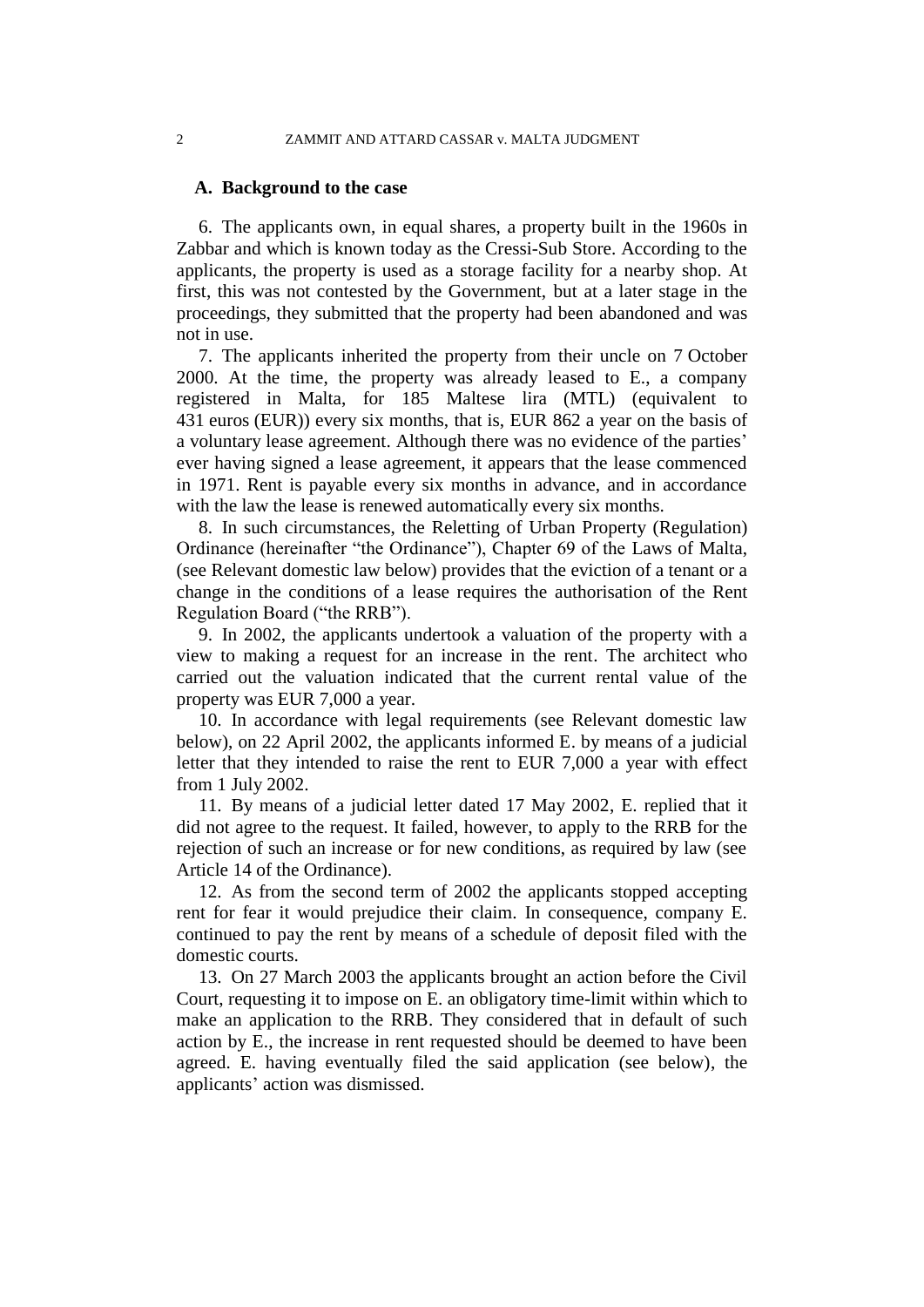### A. Background to the case

6. The applicants own, in equal shares, a property built in the 1960s in Zabbar and which is known today as the Cressi-Sub Store. According to the applicants, the property is used as a storage facility for a nearby shop. At first, this was not contested by the Government, but at a later stage in the proceedings, they submitted that the property had been abandoned and was not in use.

7. The applicants inherited the property from their uncle on 7 October 2000. At the time, the property was already leased to E., a company registered in Malta, for 185 Maltese lira (MTL) (equivalent to 431 euros (EUR)) every six months, that is, EUR 862 a year on the basis of a voluntary lease agreement. Although there was no evidence of the parties' ever having signed a lease agreement, it appears that the lease commenced in 1971. Rent is payable every six months in advance, and in accordance with the law the lease is renewed automatically every six months.

8. In such circumstances, the Reletting of Urban Property (Regulation) Ordinance (hereinafter "the Ordinance"), Chapter 69 of the Laws of Malta, (see Relevant domestic law below) provides that the eviction of a tenant or a change in the conditions of a lease requires the authorisation of the Rent Regulation Board ("the RRB").

9. In 2002, the applicants undertook a valuation of the property with a view to making a request for an increase in the rent. The architect who carried out the valuation indicated that the current rental value of the property was EUR 7,000 a year.

10. In accordance with legal requirements (see Relevant domestic law below), on 22 April 2002, the applicants informed E. by means of a judicial letter that they intended to raise the rent to EUR 7,000 a year with effect from 1 July 2002.

11. By means of a judicial letter dated 17 May 2002, E. replied that it did not agree to the request. It failed, however, to apply to the RRB for the rejection of such an increase or for new conditions, as required by law (see Article 14 of the Ordinance).

12. As from the second term of 2002 the applicants stopped accepting rent for fear it would prejudice their claim. In consequence, company E. continued to pay the rent by means of a schedule of deposit filed with the domestic courts.

13. On 27 March 2003 the applicants brought an action before the Civil Court, requesting it to impose on E. an obligatory time-limit within which to make an application to the RRB. They considered that in default of such action by E., the increase in rent requested should be deemed to have been agreed. E. having eventually filed the said application (see below), the applicants' action was dismissed.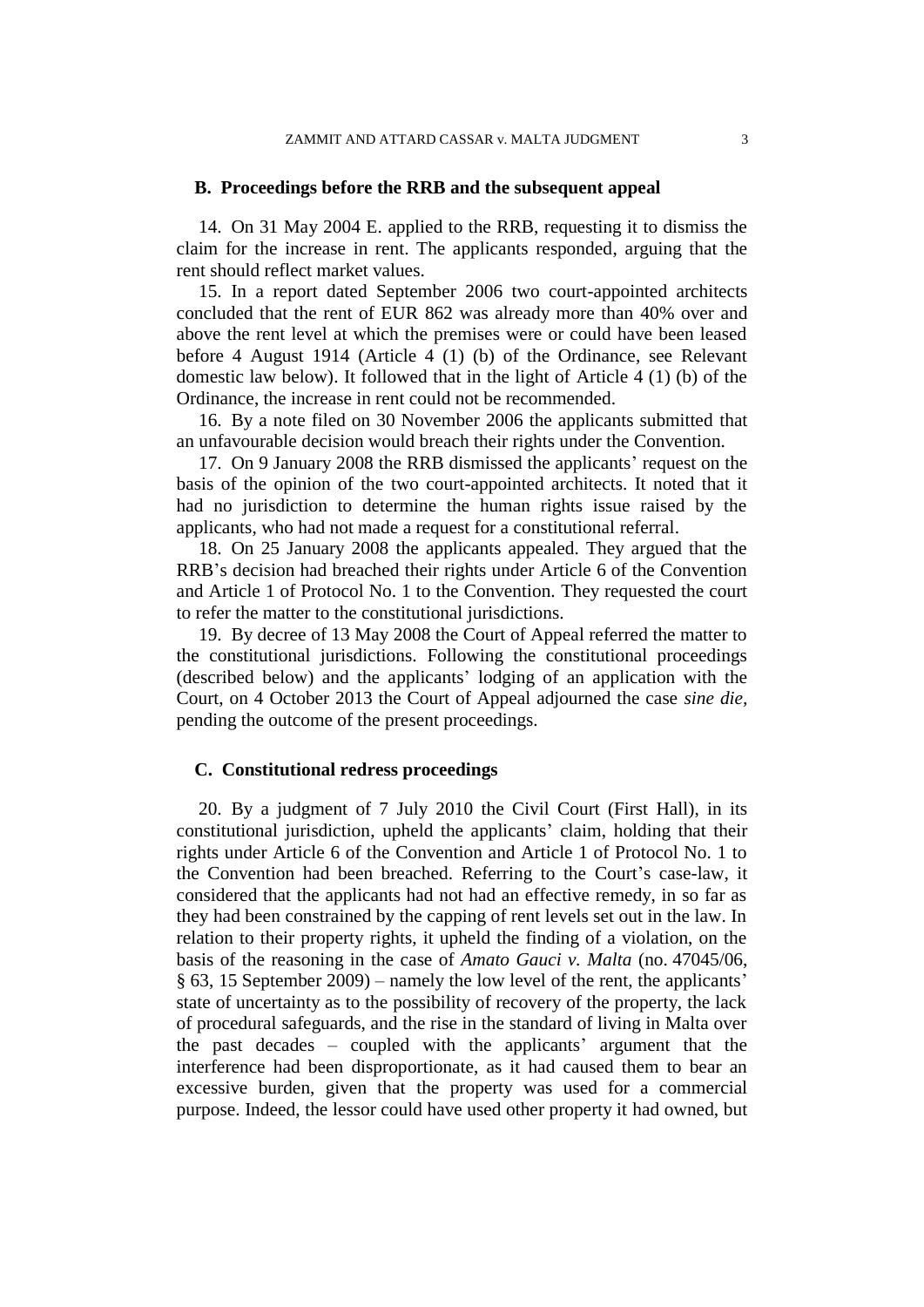### B. Proceedings before the RRB and the subsequent appeal

14. On 31 May 2004 E. applied to the RRB, requesting it to dismiss the claim for the increase in rent. The applicants responded, arguing that the rent should reflect market values.

15. In a report dated September 2006 two court-appointed architects concluded that the rent of EUR 862 was already more than 40% over and above the rent level at which the premises were or could have been leased before 4 August 1914 (Article 4 (1) (b) of the Ordinance, see Relevant domestic law below). It followed that in the light of Article 4 (1) (b) of the Ordinance, the increase in rent could not be recommended.

16. By a note filed on 30 November 2006 the applicants submitted that an unfavourable decision would breach their rights under the Convention.

17. On 9 January 2008 the RRB dismissed the applicants' request on the basis of the opinion of the two court-appointed architects. It noted that it had no jurisdiction to determine the human rights issue raised by the applicants, who had not made a request for a constitutional referral.

18. On 25 January 2008 the applicants appealed. They argued that the RRB's decision had breached their rights under Article 6 of the Convention and Article 1 of Protocol No. 1 to the Convention. They requested the court to refer the matter to the constitutional jurisdictions.

19. By decree of 13 May 2008 the Court of Appeal referred the matter to the constitutional jurisdictions. Following the constitutional proceedings (described below) and the applicants' lodging of an application with the Court, on 4 October 2013 the Court of Appeal adjourned the case *sine die,* pending the outcome of the present proceedings.

### C. Constitutional redress proceedings

20. By a judgment of 7 July 2010 the Civil Court (First Hall), in its constitutional jurisdiction, upheld the applicants' claim, holding that their rights under Article 6 of the Convention and Article 1 of Protocol No. 1 to the Convention had been breached. Referring to the Court's case-law, it considered that the applicants had not had an effective remedy, in so far as they had been constrained by the capping of rent levels set out in the law. In relation to their property rights, it upheld the finding of a violation, on the basis of the reasoning in the case of *Amato Gauci v. Malta* (no. 47045/06, § 63, 15 September 2009) – namely the low level of the rent, the applicants' state of uncertainty as to the possibility of recovery of the property, the lack of procedural safeguards, and the rise in the standard of living in Malta over the past decades – coupled with the applicants' argument that the interference had been disproportionate, as it had caused them to bear an excessive burden, given that the property was used for a commercial purpose. Indeed, the lessor could have used other property it had owned, but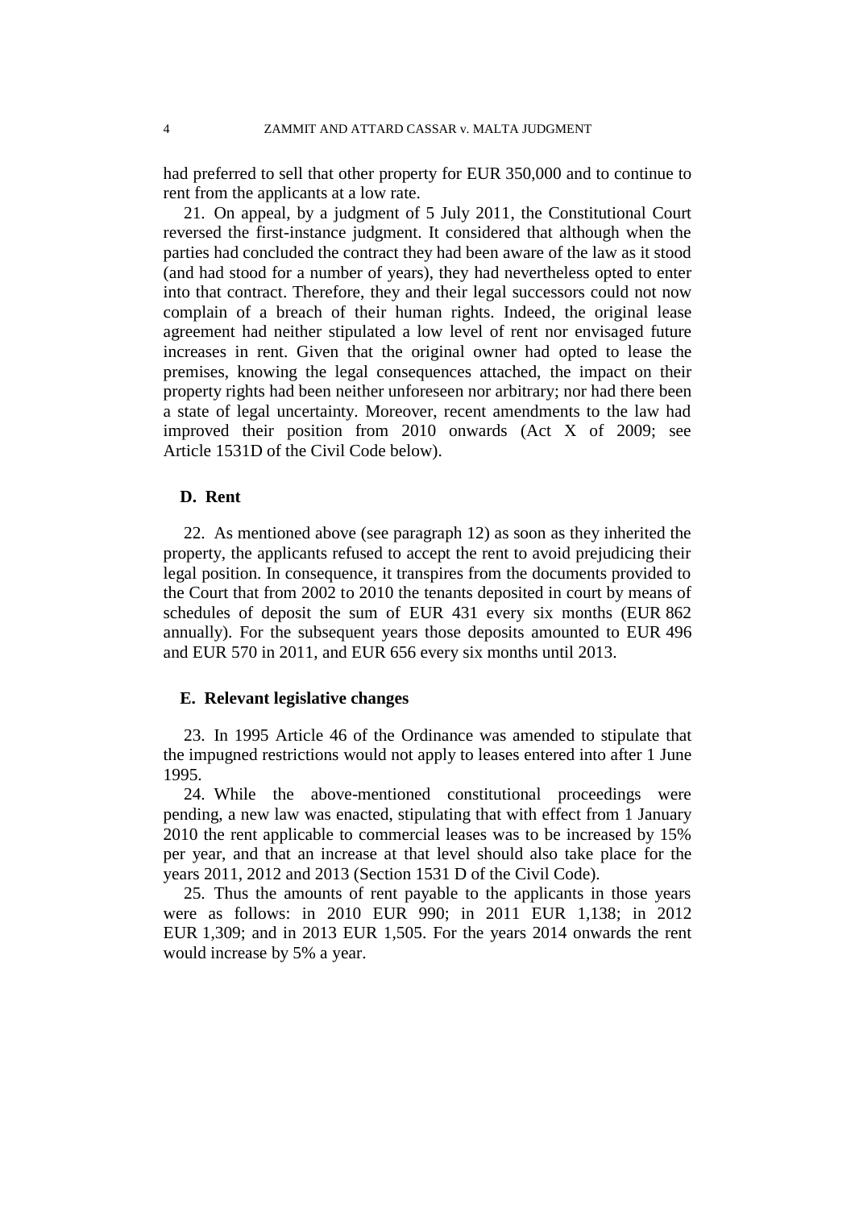had preferred to sell that other property for EUR 350,000 and to continue to rent from the applicants at a low rate.

21. On appeal, by a judgment of 5 July 2011, the Constitutional Court reversed the first-instance judgment. It considered that although when the parties had concluded the contract they had been aware of the law as it stood (and had stood for a number of years), they had nevertheless opted to enter into that contract. Therefore, they and their legal successors could not now complain of a breach of their human rights. Indeed, the original lease agreement had neither stipulated a low level of rent nor envisaged future increases in rent. Given that the original owner had opted to lease the premises, knowing the legal consequences attached, the impact on their property rights had been neither unforeseen nor arbitrary; nor had there been a state of legal uncertainty. Moreover, recent amendments to the law had improved their position from 2010 onwards (Act X of 2009; see Article 1531D of the Civil Code below).

### D. Rent

22. As mentioned above (see paragraph 12) as soon as they inherited the property, the applicants refused to accept the rent to avoid prejudicing their legal position. In consequence, it transpires from the documents provided to the Court that from 2002 to 2010 the tenants deposited in court by means of schedules of deposit the sum of EUR 431 every six months (EUR 862 annually). For the subsequent years those deposits amounted to EUR 496 and EUR 570 in 2011, and EUR 656 every six months until 2013.

### E. Relevant legislative changes

23. In 1995 Article 46 of the Ordinance was amended to stipulate that the impugned restrictions would not apply to leases entered into after 1 June 1995.

24. While the above-mentioned constitutional proceedings were pending, a new law was enacted, stipulating that with effect from 1 January 2010 the rent applicable to commercial leases was to be increased by 15% per year, and that an increase at that level should also take place for the years 2011, 2012 and 2013 (Section 1531 D of the Civil Code).

25. Thus the amounts of rent payable to the applicants in those years were as follows: in 2010 EUR 990; in 2011 EUR 1,138; in 2012 EUR 1,309; and in 2013 EUR 1,505. For the years 2014 onwards the rent would increase by 5% a year.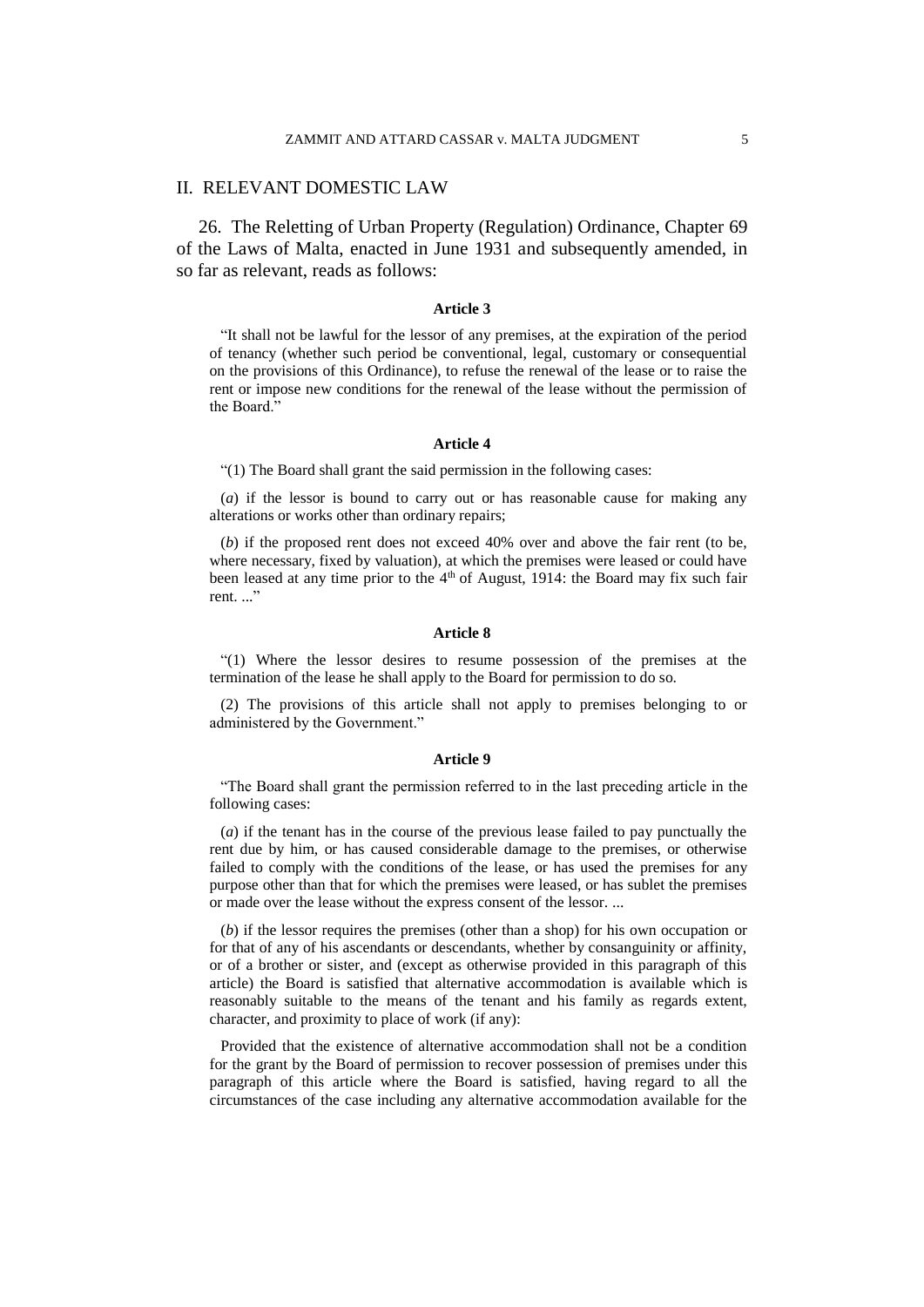## II. RELEVANT DOMESTIC LAW

26. The Reletting of Urban Property (Regulation) Ordinance, Chapter 69 of the Laws of Malta, enacted in June 1931 and subsequently amended, in so far as relevant, reads as follows:

**Article 3**

"It shall not be lawful for the lessor of any premises, at the expiration of the period of tenancy (whether such period be conventional, legal, customary or consequential on the provisions of this Ordinance), to refuse the renewal of the lease or to raise the rent or impose new conditions for the renewal of the lease without the permission of the Board."

**Article 4**

"(1) The Board shall grant the said permission in the following cases:

(*a*) if the lessor is bound to carry out or has reasonable cause for making any alterations or works other than ordinary repairs;

(*b*) if the proposed rent does not exceed 40% over and above the fair rent (to be, where necessary, fixed by valuation), at which the premises were leased or could have been leased at any time prior to the 4th of August, 1914: the Board may fix such fair rent. ..."

**Article 8**

"(1) Where the lessor desires to resume possession of the premises at the termination of the lease he shall apply to the Board for permission to do so.

(2) The provisions of this article shall not apply to premises belonging to or administered by the Government."

**Article 9**

"The Board shall grant the permission referred to in the last preceding article in the following cases:

(*a*) if the tenant has in the course of the previous lease failed to pay punctually the rent due by him, or has caused considerable damage to the premises, or otherwise failed to comply with the conditions of the lease, or has used the premises for any purpose other than that for which the premises were leased, or has sublet the premises or made over the lease without the express consent of the lessor. ...

(*b*) if the lessor requires the premises (other than a shop) for his own occupation or for that of any of his ascendants or descendants, whether by consanguinity or affinity, or of a brother or sister, and (except as otherwise provided in this paragraph of this article) the Board is satisfied that alternative accommodation is available which is reasonably suitable to the means of the tenant and his family as regards extent, character, and proximity to place of work (if any):

Provided that the existence of alternative accommodation shall not be a condition for the grant by the Board of permission to recover possession of premises under this paragraph of this article where the Board is satisfied, having regard to all the circumstances of the case including any alternative accommodation available for the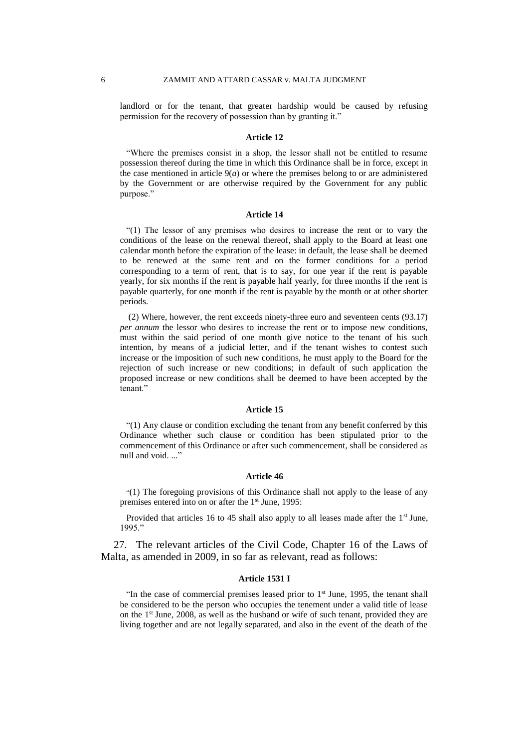landlord or for the tenant, that greater hardship would be caused by refusing permission for the recovery of possession than by granting it."

**Article 12**

"Where the premises consist in a shop, the lessor shall not be entitled to resume possession thereof during the time in which this Ordinance shall be in force, except in the case mentioned in article 9(*a*) or where the premises belong to or are administered by the Government or are otherwise required by the Government for any public purpose."

**Article 14**

"(1) The lessor of any premises who desires to increase the rent or to vary the conditions of the lease on the renewal thereof, shall apply to the Board at least one calendar month before the expiration of the lease: in default, the lease shall be deemed to be renewed at the same rent and on the former conditions for a period corresponding to a term of rent, that is to say, for one year if the rent is payable yearly, for six months if the rent is payable half yearly, for three months if the rent is payable quarterly, for one month if the rent is payable by the month or at other shorter periods.

(2) Where, however, the rent exceeds ninety-three euro and seventeen cents (93.17) *per annum* the lessor who desires to increase the rent or to impose new conditions, must within the said period of one month give notice to the tenant of his such intention, by means of a judicial letter, and if the tenant wishes to contest such increase or the imposition of such new conditions, he must apply to the Board for the rejection of such increase or new conditions; in default of such application the proposed increase or new conditions shall be deemed to have been accepted by the tenant."

**Article 15**

"(1) Any clause or condition excluding the tenant from any benefit conferred by this Ordinance whether such clause or condition has been stipulated prior to the commencement of this Ordinance or after such commencement, shall be considered as null and void. ..."

**Article 46**

"(1) The foregoing provisions of this Ordinance shall not apply to the lease of any premises entered into on or after the 1st June, 1995:

Provided that articles 16 to 45 shall also apply to all leases made after the 1st June, 1995."

27. The relevant articles of the Civil Code, Chapter 16 of the Laws of Malta, as amended in 2009, in so far as relevant, read as follows:

**Article 1531 I**

"In the case of commercial premises leased prior to 1st June, 1995, the tenant shall be considered to be the person who occupies the tenement under a valid title of lease on the 1st June, 2008, as well as the husband or wife of such tenant, provided they are living together and are not legally separated, and also in the event of the death of the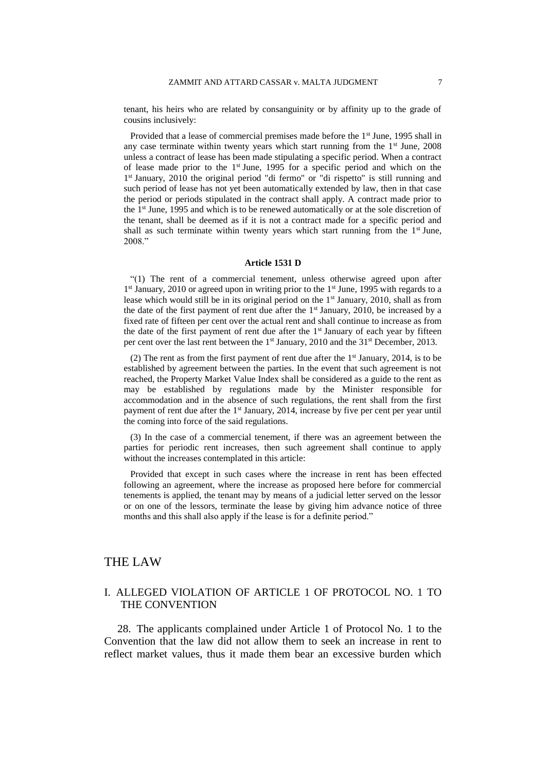tenant, his heirs who are related by consanguinity or by affinity up to the grade of cousins inclusively:

Provided that a lease of commercial premises made before the 1st June, 1995 shall in any case terminate within twenty years which start running from the 1st June, 2008 unless a contract of lease has been made stipulating a specific period. When a contract of lease made prior to the 1st June, 1995 for a specific period and which on the 1st January, 2010 the original period "di fermo" or "di rispetto" is still running and such period of lease has not yet been automatically extended by law, then in that case the period or periods stipulated in the contract shall apply. A contract made prior to the 1st June, 1995 and which is to be renewed automatically or at the sole discretion of the tenant, shall be deemed as if it is not a contract made for a specific period and shall as such terminate within twenty years which start running from the 1st June, 2008."

**Article 1531 D**

"(1) The rent of a commercial tenement, unless otherwise agreed upon after 1st January, 2010 or agreed upon in writing prior to the 1st June, 1995 with regards to a lease which would still be in its original period on the 1st January, 2010, shall as from the date of the first payment of rent due after the 1st January, 2010, be increased by a fixed rate of fifteen per cent over the actual rent and shall continue to increase as from the date of the first payment of rent due after the 1st January of each year by fifteen per cent over the last rent between the 1st January, 2010 and the 31st December, 2013.

(2) The rent as from the first payment of rent due after the 1st January, 2014, is to be established by agreement between the parties. In the event that such agreement is not reached, the Property Market Value Index shall be considered as a guide to the rent as may be established by regulations made by the Minister responsible for accommodation and in the absence of such regulations, the rent shall from the first payment of rent due after the 1st January, 2014, increase by five per cent per year until the coming into force of the said regulations.

(3) In the case of a commercial tenement, if there was an agreement between the parties for periodic rent increases, then such agreement shall continue to apply without the increases contemplated in this article:

Provided that except in such cases where the increase in rent has been effected following an agreement, where the increase as proposed here before for commercial tenements is applied, the tenant may by means of a judicial letter served on the lessor or on one of the lessors, terminate the lease by giving him advance notice of three months and this shall also apply if the lease is for a definite period."

# THE LAW

## I. ALLEGED VIOLATION OF ARTICLE 1 OF PROTOCOL No. 1 TO THE CONVENTION

28. The applicants complained under Article 1 of Protocol No. 1 to the Convention that the law did not allow them to seek an increase in rent to reflect market values, thus it made them bear an excessive burden which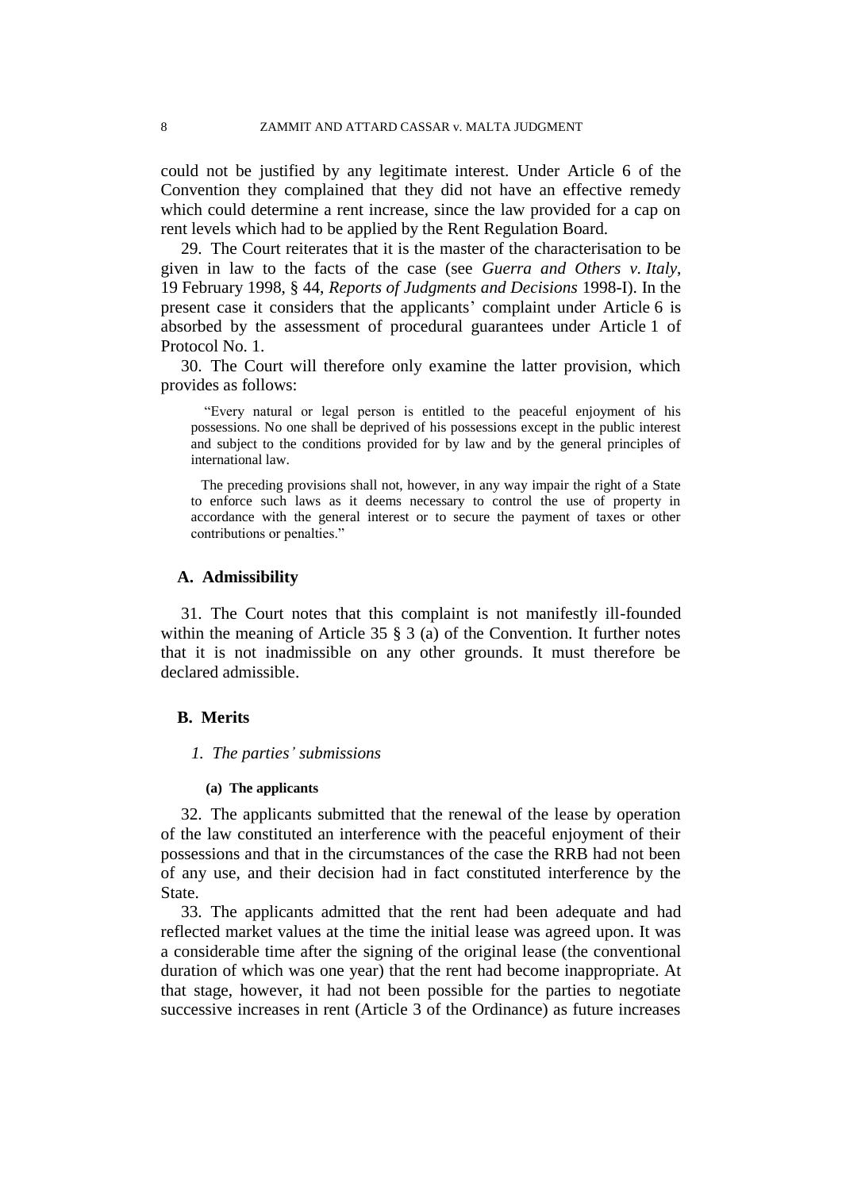could not be justified by any legitimate interest. Under Article 6 of the Convention they complained that they did not have an effective remedy which could determine a rent increase, since the law provided for a cap on rent levels which had to be applied by the Rent Regulation Board.

29. The Court reiterates that it is the master of the characterisation to be given in law to the facts of the case (see *Guerra and Others v. Italy*, 19 February 1998, § 44, *Reports of Judgments and Decisions* 1998-I). In the present case it considers that the applicants' complaint under Article 6 is absorbed by the assessment of procedural guarantees under Article 1 of Protocol No. 1.

30. The Court will therefore only examine the latter provision, which provides as follows:

> "Every natural or legal person is entitled to the peaceful enjoyment of his possessions. No one shall be deprived of his possessions except in the public interest and subject to the conditions provided for by law and by the general principles of international law.
>
> The preceding provisions shall not, however, in any way impair the right of a State to enforce such laws as it deems necessary to control the use of property in accordance with the general interest or to secure the payment of taxes or other contributions or penalties."

## A. Admissibility

31. The Court notes that this complaint is not manifestly ill-founded within the meaning of Article 35 § 3 (a) of the Convention. It further notes that it is not inadmissible on any other grounds. It must therefore be declared admissible.

## B. Merits

### *1. The parties' submissions*

#### (a) The applicants

32. The applicants submitted that the renewal of the lease by operation of the law constituted an interference with the peaceful enjoyment of their possessions and that in the circumstances of the case the RRB had not been of any use, and their decision had in fact constituted interference by the State.

33. The applicants admitted that the rent had been adequate and had reflected market values at the time the initial lease was agreed upon. It was a considerable time after the signing of the original lease (the conventional duration of which was one year) that the rent had become inappropriate. At that stage, however, it had not been possible for the parties to negotiate successive increases in rent (Article 3 of the Ordinance) as future increases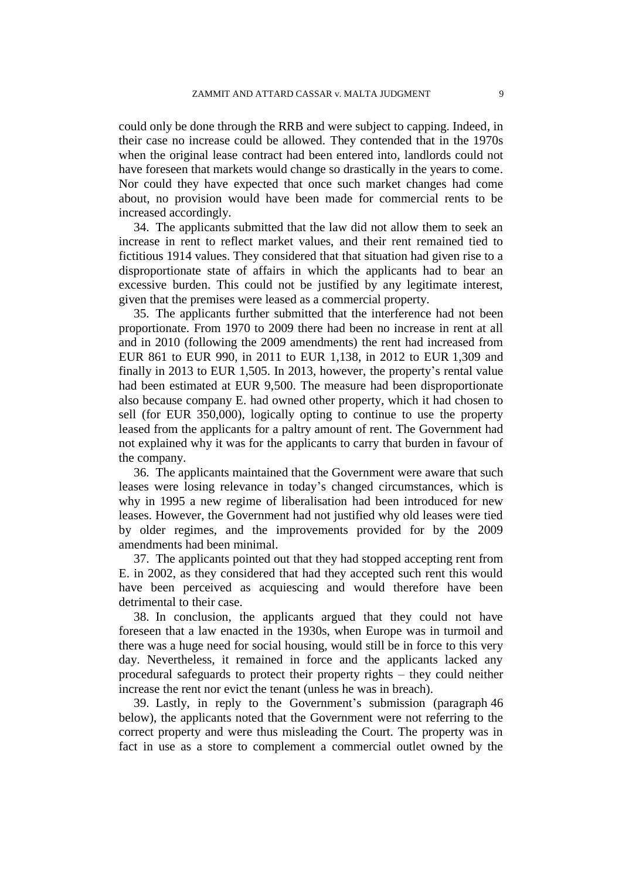could only be done through the RRB and were subject to capping. Indeed, in their case no increase could be allowed. They contended that in the 1970s when the original lease contract had been entered into, landlords could not have foreseen that markets would change so drastically in the years to come. Nor could they have expected that once such market changes had come about, no provision would have been made for commercial rents to be increased accordingly.

34. The applicants submitted that the law did not allow them to seek an increase in rent to reflect market values, and their rent remained tied to fictitious 1914 values. They considered that that situation had given rise to a disproportionate state of affairs in which the applicants had to bear an excessive burden. This could not be justified by any legitimate interest, given that the premises were leased as a commercial property.

35. The applicants further submitted that the interference had not been proportionate. From 1970 to 2009 there had been no increase in rent at all and in 2010 (following the 2009 amendments) the rent had increased from EUR 861 to EUR 990, in 2011 to EUR 1,138, in 2012 to EUR 1,309 and finally in 2013 to EUR 1,505. In 2013, however, the property's rental value had been estimated at EUR 9,500. The measure had been disproportionate also because company E. had owned other property, which it had chosen to sell (for EUR 350,000), logically opting to continue to use the property leased from the applicants for a paltry amount of rent. The Government had not explained why it was for the applicants to carry that burden in favour of the company.

36. The applicants maintained that the Government were aware that such leases were losing relevance in today's changed circumstances, which is why in 1995 a new regime of liberalisation had been introduced for new leases. However, the Government had not justified why old leases were tied by older regimes, and the improvements provided for by the 2009 amendments had been minimal.

37. The applicants pointed out that they had stopped accepting rent from E. in 2002, as they considered that had they accepted such rent this would have been perceived as acquiescing and would therefore have been detrimental to their case.

38. In conclusion, the applicants argued that they could not have foreseen that a law enacted in the 1930s, when Europe was in turmoil and there was a huge need for social housing, would still be in force to this very day. Nevertheless, it remained in force and the applicants lacked any procedural safeguards to protect their property rights – they could neither increase the rent nor evict the tenant (unless he was in breach).

39. Lastly, in reply to the Government's submission (paragraph 46 below), the applicants noted that the Government were not referring to the correct property and were thus misleading the Court. The property was in fact in use as a store to complement a commercial outlet owned by the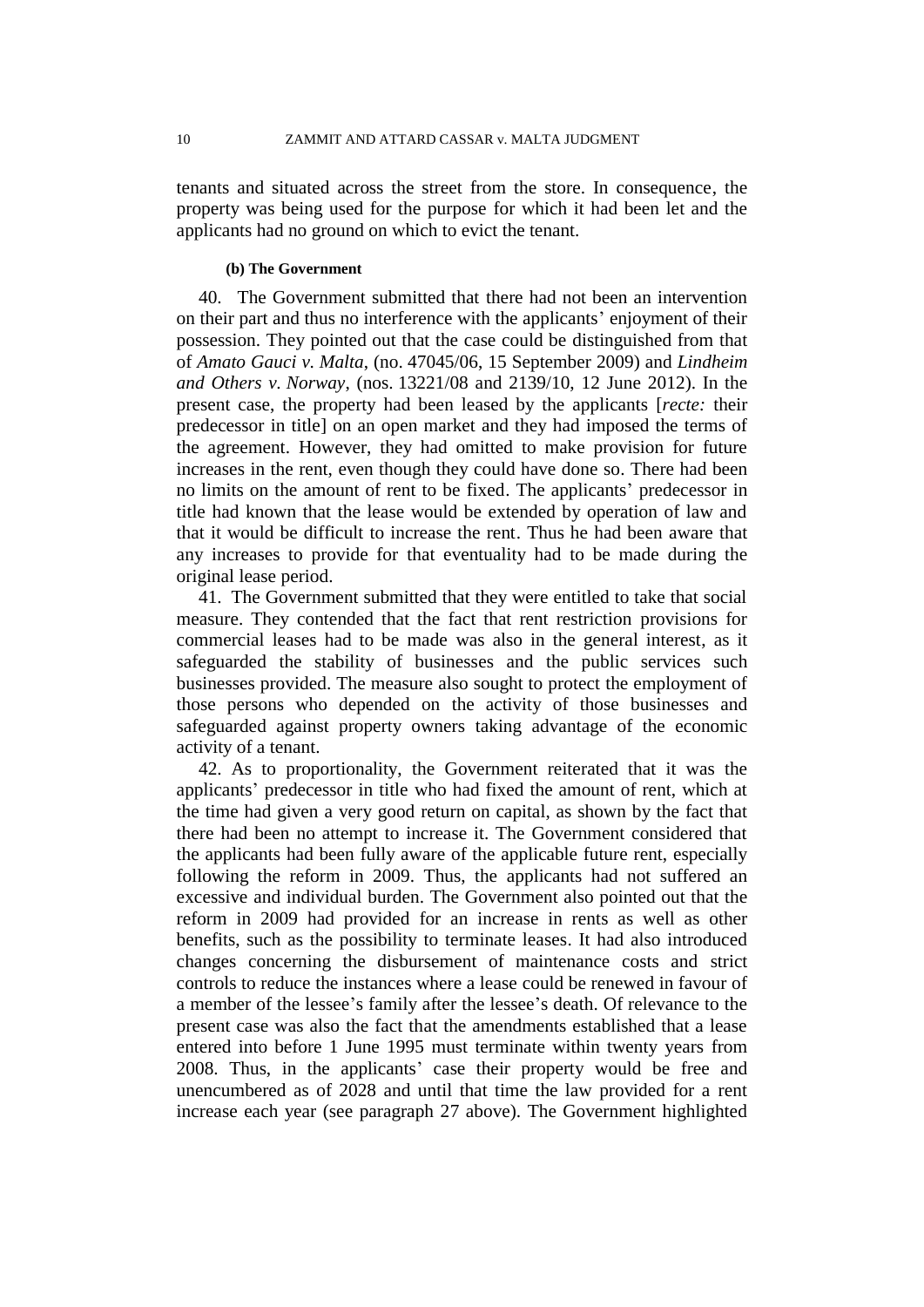tenants and situated across the street from the store. In consequence, the property was being used for the purpose for which it had been let and the applicants had no ground on which to evict the tenant.

#### (b) The Government

40. The Government submitted that there had not been an intervention on their part and thus no interference with the applicants' enjoyment of their possession. They pointed out that the case could be distinguished from that of *Amato Gauci v. Malta*, (no. 47045/06, 15 September 2009) and *Lindheim and Others v. Norway*, (nos. 13221/08 and 2139/10, 12 June 2012). In the present case, the property had been leased by the applicants [*recte:* their predecessor in title] on an open market and they had imposed the terms of the agreement. However, they had omitted to make provision for future increases in the rent, even though they could have done so. There had been no limits on the amount of rent to be fixed. The applicants' predecessor in title had known that the lease would be extended by operation of law and that it would be difficult to increase the rent. Thus he had been aware that any increases to provide for that eventuality had to be made during the original lease period.

41. The Government submitted that they were entitled to take that social measure. They contended that the fact that rent restriction provisions for commercial leases had to be made was also in the general interest, as it safeguarded the stability of businesses and the public services such businesses provided. The measure also sought to protect the employment of those persons who depended on the activity of those businesses and safeguarded against property owners taking advantage of the economic activity of a tenant.

42. As to proportionality, the Government reiterated that it was the applicants' predecessor in title who had fixed the amount of rent, which at the time had given a very good return on capital, as shown by the fact that there had been no attempt to increase it. The Government considered that the applicants had been fully aware of the applicable future rent, especially following the reform in 2009. Thus, the applicants had not suffered an excessive and individual burden. The Government also pointed out that the reform in 2009 had provided for an increase in rents as well as other benefits, such as the possibility to terminate leases. It had also introduced changes concerning the disbursement of maintenance costs and strict controls to reduce the instances where a lease could be renewed in favour of a member of the lessee's family after the lessee's death. Of relevance to the present case was also the fact that the amendments established that a lease entered into before 1 June 1995 must terminate within twenty years from 2008. Thus, in the applicants' case their property would be free and unencumbered as of 2028 and until that time the law provided for a rent increase each year (see paragraph 27 above). The Government highlighted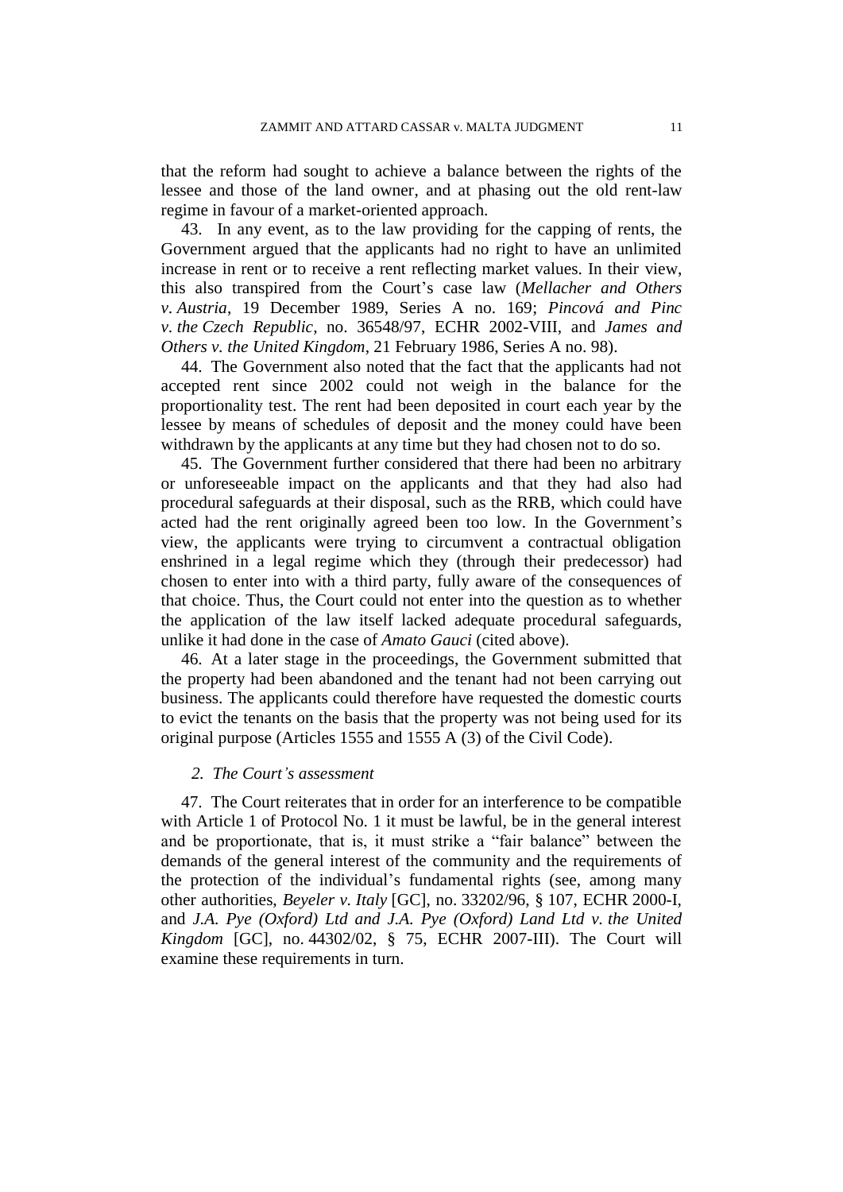that the reform had sought to achieve a balance between the rights of the lessee and those of the land owner, and at phasing out the old rent-law regime in favour of a market-oriented approach.

43. In any event, as to the law providing for the capping of rents, the Government argued that the applicants had no right to have an unlimited increase in rent or to receive a rent reflecting market values. In their view, this also transpired from the Court's case law (*Mellacher and Others v. Austria*, 19 December 1989, Series A no. 169; *Pincová and Pinc v. the Czech Republic*, no. 36548/97, ECHR 2002-VIII, and *James and Others v. the United Kingdom*, 21 February 1986, Series A no. 98).

44. The Government also noted that the fact that the applicants had not accepted rent since 2002 could not weigh in the balance for the proportionality test. The rent had been deposited in court each year by the lessee by means of schedules of deposit and the money could have been withdrawn by the applicants at any time but they had chosen not to do so.

45. The Government further considered that there had been no arbitrary or unforeseeable impact on the applicants and that they had also had procedural safeguards at their disposal, such as the RRB, which could have acted had the rent originally agreed been too low. In the Government's view, the applicants were trying to circumvent a contractual obligation enshrined in a legal regime which they (through their predecessor) had chosen to enter into with a third party, fully aware of the consequences of that choice. Thus, the Court could not enter into the question as to whether the application of the law itself lacked adequate procedural safeguards, unlike it had done in the case of *Amato Gauci* (cited above).

46. At a later stage in the proceedings, the Government submitted that the property had been abandoned and the tenant had not been carrying out business. The applicants could therefore have requested the domestic courts to evict the tenants on the basis that the property was not being used for its original purpose (Articles 1555 and 1555 A (3) of the Civil Code).

*2. The Court's assessment*

47. The Court reiterates that in order for an interference to be compatible with Article 1 of Protocol No. 1 it must be lawful, be in the general interest and be proportionate, that is, it must strike a "fair balance" between the demands of the general interest of the community and the requirements of the protection of the individual's fundamental rights (see, among many other authorities, *Beyeler v. Italy* [GC], no. 33202/96, § 107, ECHR 2000-I, and *J.A. Pye (Oxford) Ltd and J.A. Pye (Oxford) Land Ltd v. the United Kingdom* [GC], no. 44302/02, § 75, ECHR 2007-III). The Court will examine these requirements in turn.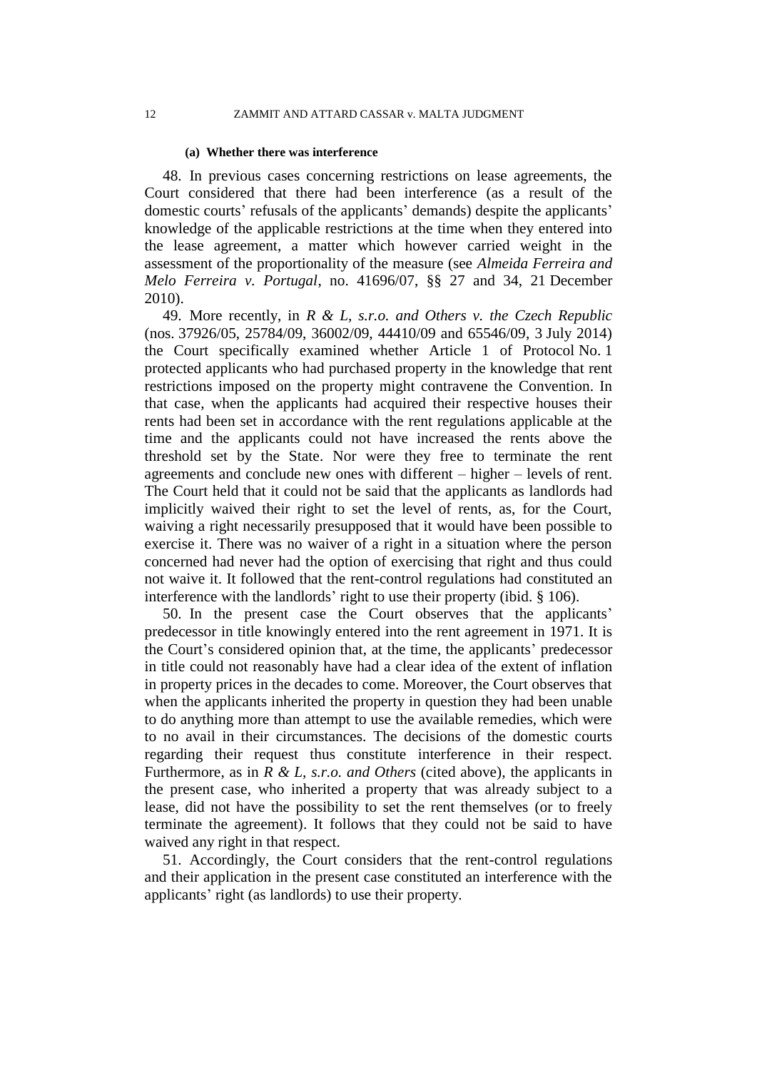#### (a) Whether there was interference

48. In previous cases concerning restrictions on lease agreements, the Court considered that there had been interference (as a result of the domestic courts' refusals of the applicants' demands) despite the applicants' knowledge of the applicable restrictions at the time when they entered into the lease agreement, a matter which however carried weight in the assessment of the proportionality of the measure (see *Almeida Ferreira and Melo Ferreira v. Portugal*, no. 41696/07, §§ 27 and 34, 21 December 2010).

49. More recently, in *R & L, s.r.o. and Others v. the Czech Republic* (nos. 37926/05, 25784/09, 36002/09, 44410/09 and 65546/09, 3 July 2014) the Court specifically examined whether Article 1 of Protocol No. 1 protected applicants who had purchased property in the knowledge that rent restrictions imposed on the property might contravene the Convention. In that case, when the applicants had acquired their respective houses their rents had been set in accordance with the rent regulations applicable at the time and the applicants could not have increased the rents above the threshold set by the State. Nor were they free to terminate the rent agreements and conclude new ones with different – higher – levels of rent. The Court held that it could not be said that the applicants as landlords had implicitly waived their right to set the level of rents, as, for the Court, waiving a right necessarily presupposed that it would have been possible to exercise it. There was no waiver of a right in a situation where the person concerned had never had the option of exercising that right and thus could not waive it. It followed that the rent-control regulations had constituted an interference with the landlords' right to use their property (ibid. § 106).

50. In the present case the Court observes that the applicants' predecessor in title knowingly entered into the rent agreement in 1971. It is the Court's considered opinion that, at the time, the applicants' predecessor in title could not reasonably have had a clear idea of the extent of inflation in property prices in the decades to come. Moreover, the Court observes that when the applicants inherited the property in question they had been unable to do anything more than attempt to use the available remedies, which were to no avail in their circumstances. The decisions of the domestic courts regarding their request thus constitute interference in their respect. Furthermore, as in *R & L, s.r.o. and Others* (cited above), the applicants in the present case, who inherited a property that was already subject to a lease, did not have the possibility to set the rent themselves (or to freely terminate the agreement). It follows that they could not be said to have waived any right in that respect.

51. Accordingly, the Court considers that the rent-control regulations and their application in the present case constituted an interference with the applicants' right (as landlords) to use their property.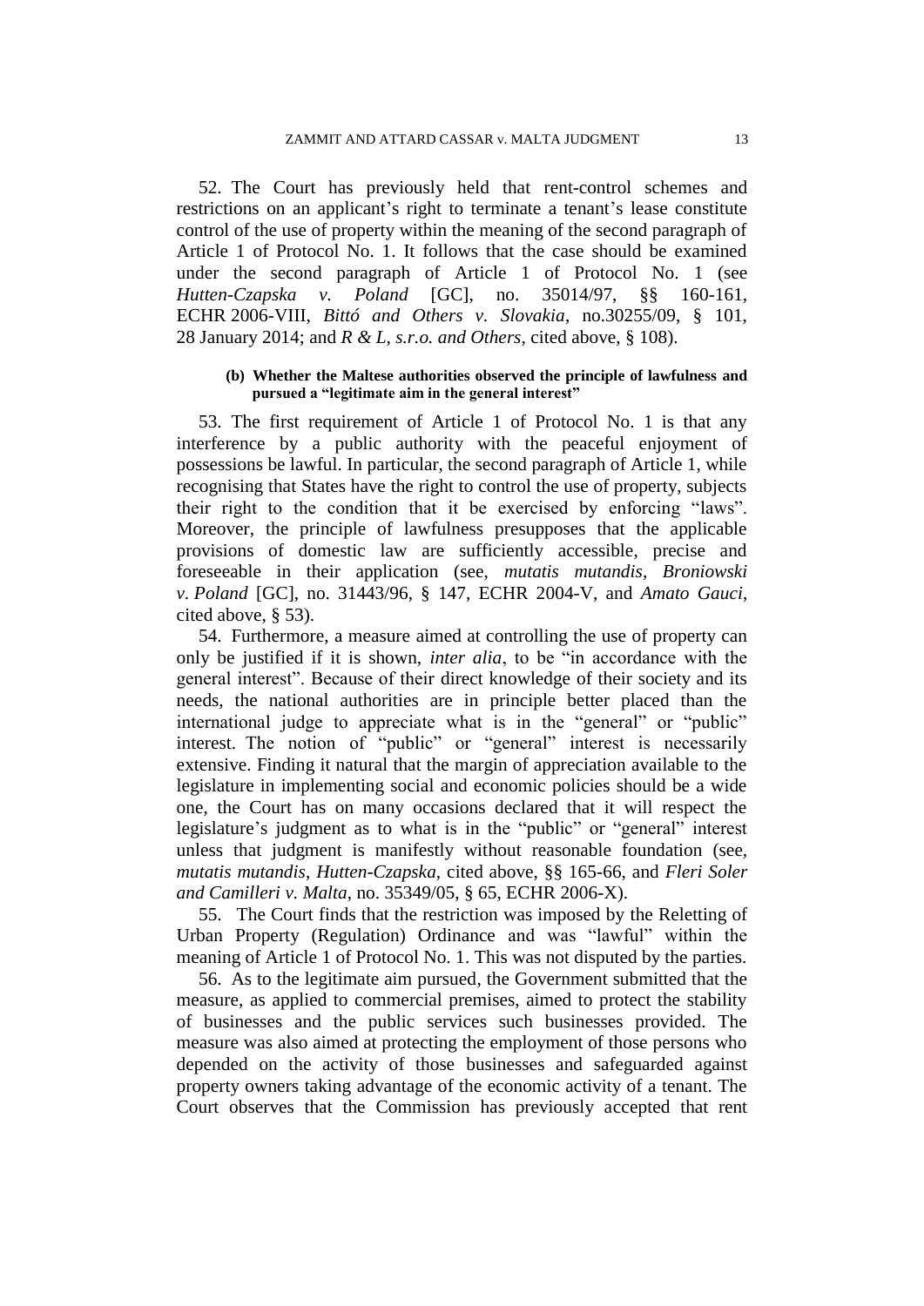52. The Court has previously held that rent-control schemes and restrictions on an applicant's right to terminate a tenant's lease constitute control of the use of property within the meaning of the second paragraph of Article 1 of Protocol No. 1. It follows that the case should be examined under the second paragraph of Article 1 of Protocol No. 1 (see *Hutten-Czapska v. Poland* [GC], no. 35014/97, §§ 160-161, ECHR 2006-VIII, *Bittó and Others v. Slovakia*, no.30255/09, § 101, 28 January 2014; and *R & L, s.r.o. and Others*, cited above, § 108).

#### (b) Whether the Maltese authorities observed the principle of lawfulness and pursued a "legitimate aim in the general interest"

53. The first requirement of Article 1 of Protocol No. 1 is that any interference by a public authority with the peaceful enjoyment of possessions be lawful. In particular, the second paragraph of Article 1, while recognising that States have the right to control the use of property, subjects their right to the condition that it be exercised by enforcing "laws". Moreover, the principle of lawfulness presupposes that the applicable provisions of domestic law are sufficiently accessible, precise and foreseeable in their application (see, *mutatis mutandis*, *Broniowski v. Poland* [GC], no. 31443/96, § 147, ECHR 2004-V, and *Amato Gauci*, cited above, § 53).

54. Furthermore, a measure aimed at controlling the use of property can only be justified if it is shown, *inter alia*, to be "in accordance with the general interest". Because of their direct knowledge of their society and its needs, the national authorities are in principle better placed than the international judge to appreciate what is in the "general" or "public" interest. The notion of "public" or "general" interest is necessarily extensive. Finding it natural that the margin of appreciation available to the legislature in implementing social and economic policies should be a wide one, the Court has on many occasions declared that it will respect the legislature's judgment as to what is in the "public" or "general" interest unless that judgment is manifestly without reasonable foundation (see, *mutatis mutandis*, *Hutten-Czapska*, cited above, §§ 165-66, and *Fleri Soler and Camilleri v. Malta*, no. 35349/05, § 65, ECHR 2006-X).

55. The Court finds that the restriction was imposed by the Reletting of Urban Property (Regulation) Ordinance and was "lawful" within the meaning of Article 1 of Protocol No. 1. This was not disputed by the parties.

56. As to the legitimate aim pursued, the Government submitted that the measure, as applied to commercial premises, aimed to protect the stability of businesses and the public services such businesses provided. The measure was also aimed at protecting the employment of those persons who depended on the activity of those businesses and safeguarded against property owners taking advantage of the economic activity of a tenant. The Court observes that the Commission has previously accepted that rent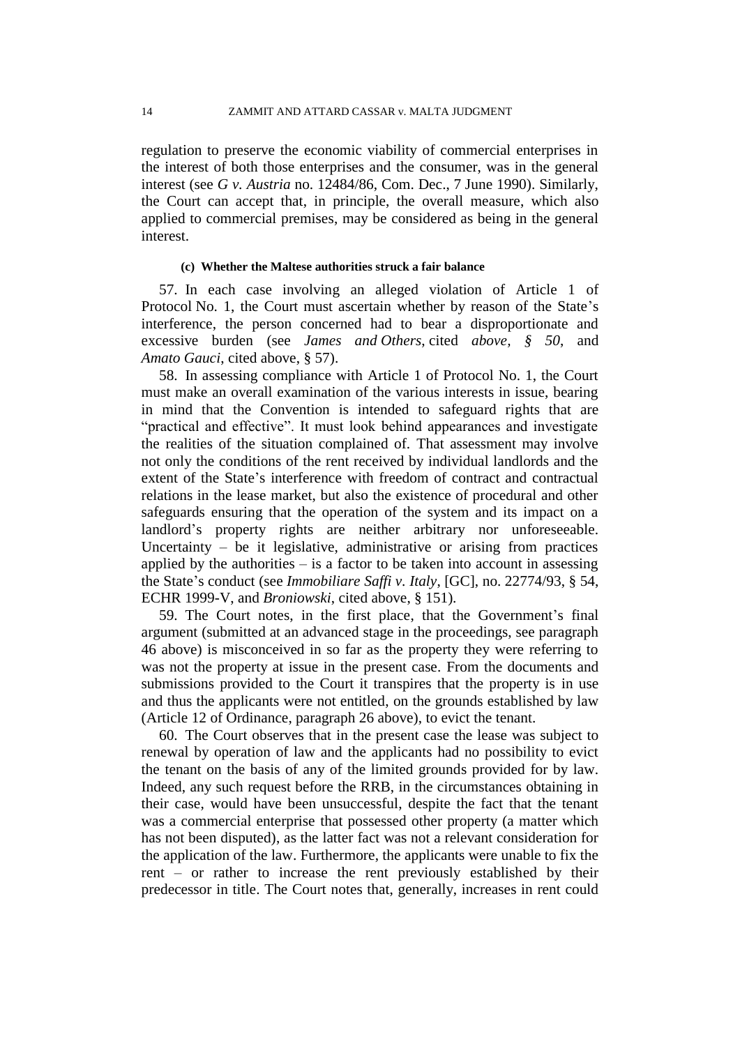regulation to preserve the economic viability of commercial enterprises in the interest of both those enterprises and the consumer, was in the general interest (see *G v. Austria* no. 12484/86, Com. Dec., 7 June 1990). Similarly, the Court can accept that, in principle, the overall measure, which also applied to commercial premises, may be considered as being in the general interest.

#### (c) Whether the Maltese authorities struck a fair balance

57. In each case involving an alleged violation of Article 1 of Protocol No. 1, the Court must ascertain whether by reason of the State's interference, the person concerned had to bear a disproportionate and excessive burden (see *James and Others,* cited *above, § 50*, and *Amato Gauci*, cited above, § 57).

58. In assessing compliance with Article 1 of Protocol No. 1, the Court must make an overall examination of the various interests in issue, bearing in mind that the Convention is intended to safeguard rights that are "practical and effective". It must look behind appearances and investigate the realities of the situation complained of. That assessment may involve not only the conditions of the rent received by individual landlords and the extent of the State's interference with freedom of contract and contractual relations in the lease market, but also the existence of procedural and other safeguards ensuring that the operation of the system and its impact on a landlord's property rights are neither arbitrary nor unforeseeable. Uncertainty – be it legislative, administrative or arising from practices applied by the authorities – is a factor to be taken into account in assessing the State's conduct (see *Immobiliare Saffi v. Italy*, [GC], no. 22774/93, § 54, ECHR 1999-V, and *Broniowski*, cited above, § 151).

59. The Court notes, in the first place, that the Government's final argument (submitted at an advanced stage in the proceedings, see paragraph 46 above) is misconceived in so far as the property they were referring to was not the property at issue in the present case. From the documents and submissions provided to the Court it transpires that the property is in use and thus the applicants were not entitled, on the grounds established by law (Article 12 of Ordinance, paragraph 26 above), to evict the tenant.

60. The Court observes that in the present case the lease was subject to renewal by operation of law and the applicants had no possibility to evict the tenant on the basis of any of the limited grounds provided for by law. Indeed, any such request before the RRB, in the circumstances obtaining in their case, would have been unsuccessful, despite the fact that the tenant was a commercial enterprise that possessed other property (a matter which has not been disputed), as the latter fact was not a relevant consideration for the application of the law. Furthermore, the applicants were unable to fix the rent – or rather to increase the rent previously established by their predecessor in title. The Court notes that, generally, increases in rent could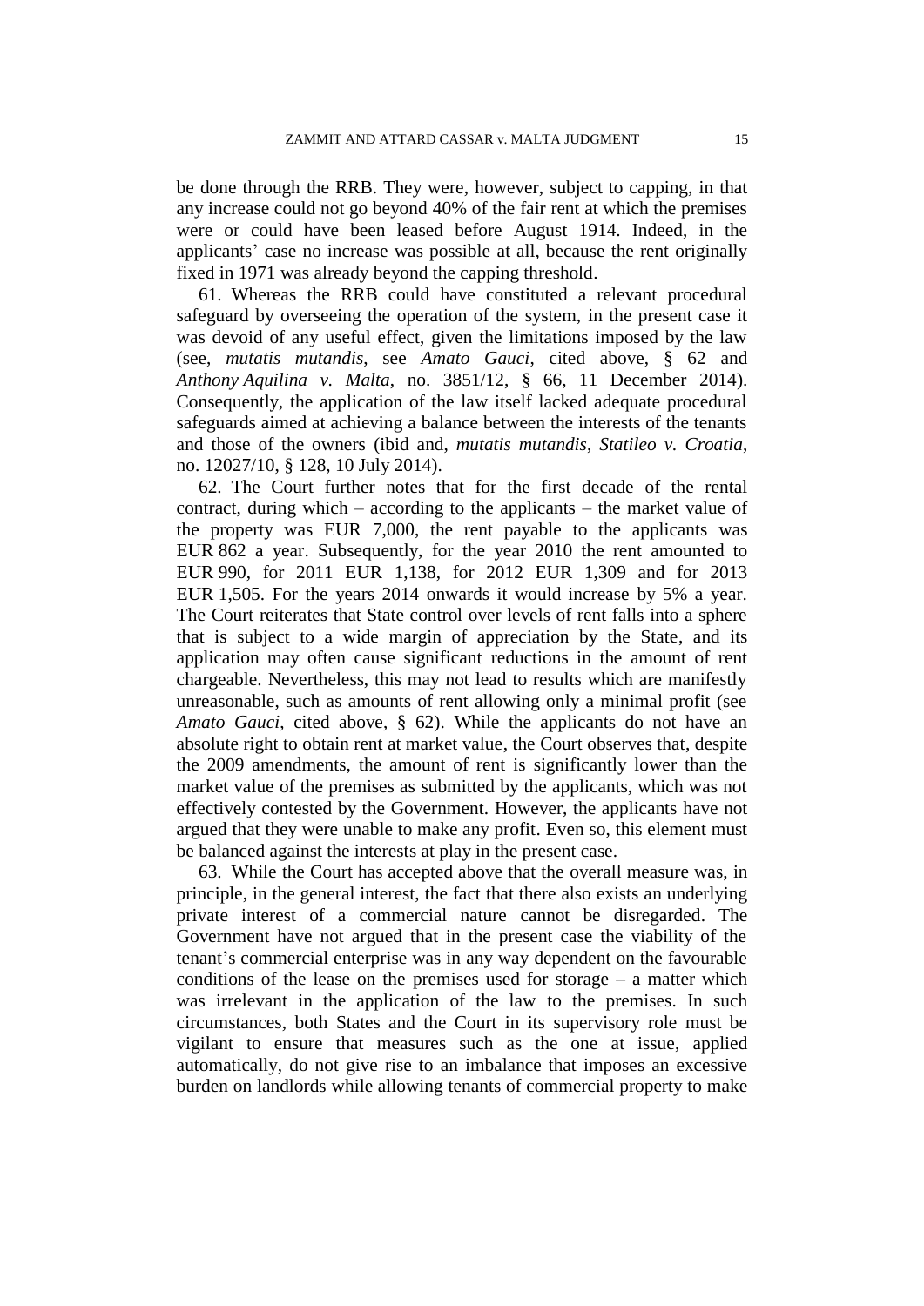be done through the RRB. They were, however, subject to capping, in that any increase could not go beyond 40% of the fair rent at which the premises were or could have been leased before August 1914. Indeed, in the applicants' case no increase was possible at all, because the rent originally fixed in 1971 was already beyond the capping threshold.

61. Whereas the RRB could have constituted a relevant procedural safeguard by overseeing the operation of the system, in the present case it was devoid of any useful effect, given the limitations imposed by the law (see, *mutatis mutandis*, see *Amato Gauci*, cited above, § 62 and *Anthony Aquilina v. Malta*, no. 3851/12, § 66, 11 December 2014). Consequently, the application of the law itself lacked adequate procedural safeguards aimed at achieving a balance between the interests of the tenants and those of the owners (ibid and, *mutatis mutandis*, *Statileo v. Croatia*, no. 12027/10, § 128, 10 July 2014).

62. The Court further notes that for the first decade of the rental contract, during which – according to the applicants – the market value of the property was EUR 7,000, the rent payable to the applicants was EUR 862 a year. Subsequently, for the year 2010 the rent amounted to EUR 990, for 2011 EUR 1,138, for 2012 EUR 1,309 and for 2013 EUR 1,505. For the years 2014 onwards it would increase by 5% a year. The Court reiterates that State control over levels of rent falls into a sphere that is subject to a wide margin of appreciation by the State, and its application may often cause significant reductions in the amount of rent chargeable. Nevertheless, this may not lead to results which are manifestly unreasonable, such as amounts of rent allowing only a minimal profit (see *Amato Gauci*, cited above, § 62). While the applicants do not have an absolute right to obtain rent at market value, the Court observes that, despite the 2009 amendments, the amount of rent is significantly lower than the market value of the premises as submitted by the applicants, which was not effectively contested by the Government. However, the applicants have not argued that they were unable to make any profit. Even so, this element must be balanced against the interests at play in the present case.

63. While the Court has accepted above that the overall measure was, in principle, in the general interest, the fact that there also exists an underlying private interest of a commercial nature cannot be disregarded. The Government have not argued that in the present case the viability of the tenant's commercial enterprise was in any way dependent on the favourable conditions of the lease on the premises used for storage – a matter which was irrelevant in the application of the law to the premises. In such circumstances, both States and the Court in its supervisory role must be vigilant to ensure that measures such as the one at issue, applied automatically, do not give rise to an imbalance that imposes an excessive burden on landlords while allowing tenants of commercial property to make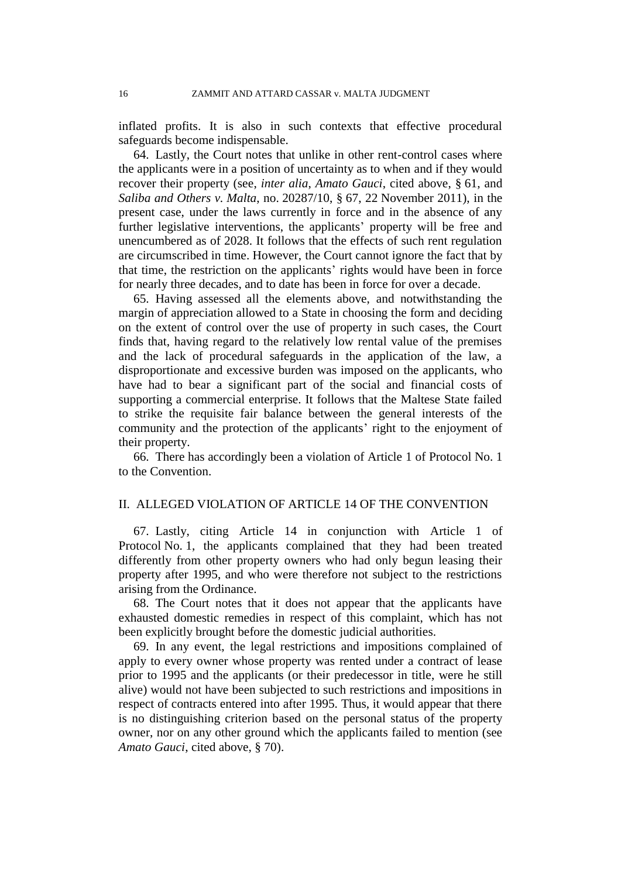inflated profits. It is also in such contexts that effective procedural safeguards become indispensable.

64. Lastly, the Court notes that unlike in other rent-control cases where the applicants were in a position of uncertainty as to when and if they would recover their property (see, *inter alia*, *Amato Gauci*, cited above, § 61, and *Saliba and Others v. Malta*, no. 20287/10, § 67, 22 November 2011), in the present case, under the laws currently in force and in the absence of any further legislative interventions, the applicants' property will be free and unencumbered as of 2028. It follows that the effects of such rent regulation are circumscribed in time. However, the Court cannot ignore the fact that by that time, the restriction on the applicants' rights would have been in force for nearly three decades, and to date has been in force for over a decade.

65. Having assessed all the elements above, and notwithstanding the margin of appreciation allowed to a State in choosing the form and deciding on the extent of control over the use of property in such cases, the Court finds that, having regard to the relatively low rental value of the premises and the lack of procedural safeguards in the application of the law, a disproportionate and excessive burden was imposed on the applicants, who have had to bear a significant part of the social and financial costs of supporting a commercial enterprise. It follows that the Maltese State failed to strike the requisite fair balance between the general interests of the community and the protection of the applicants' right to the enjoyment of their property.

66. There has accordingly been a violation of Article 1 of Protocol No. 1 to the Convention.

## II. ALLEGED VIOLATION OF ARTICLE 14 OF THE CONVENTION

67. Lastly, citing Article 14 in conjunction with Article 1 of Protocol No. 1, the applicants complained that they had been treated differently from other property owners who had only begun leasing their property after 1995, and who were therefore not subject to the restrictions arising from the Ordinance.

68. The Court notes that it does not appear that the applicants have exhausted domestic remedies in respect of this complaint, which has not been explicitly brought before the domestic judicial authorities.

69. In any event, the legal restrictions and impositions complained of apply to every owner whose property was rented under a contract of lease prior to 1995 and the applicants (or their predecessor in title, were he still alive) would not have been subjected to such restrictions and impositions in respect of contracts entered into after 1995. Thus, it would appear that there is no distinguishing criterion based on the personal status of the property owner, nor on any other ground which the applicants failed to mention (see *Amato Gauci*, cited above, § 70).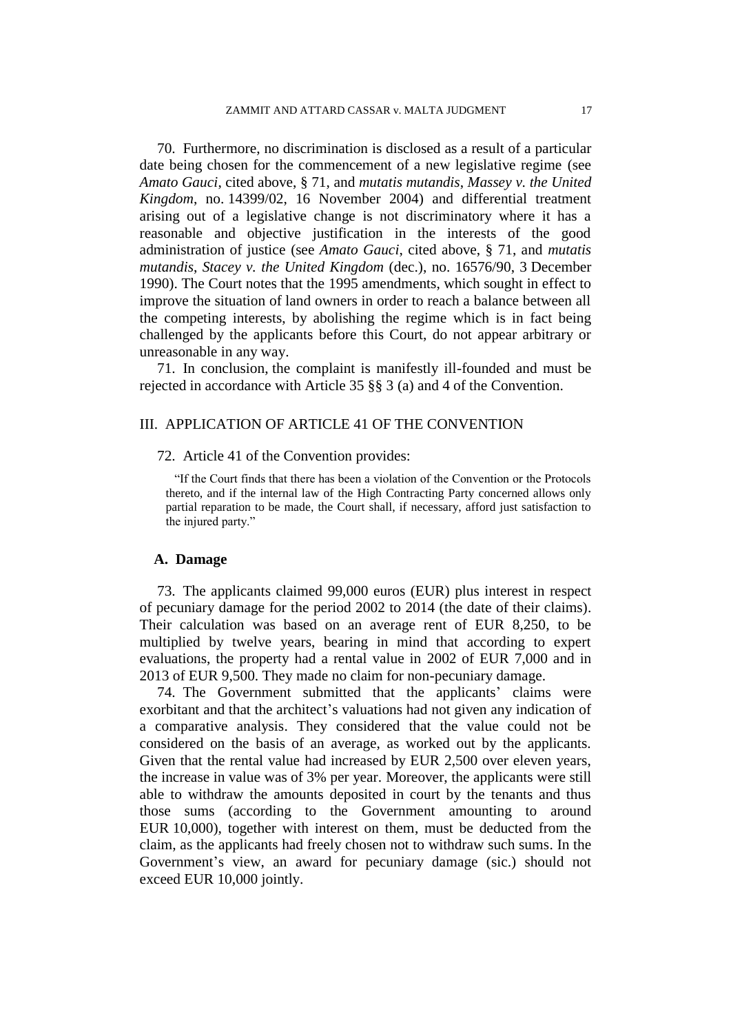70. Furthermore, no discrimination is disclosed as a result of a particular date being chosen for the commencement of a new legislative regime (see *Amato Gauci*, cited above, § 71, and *mutatis mutandis*, *Massey v. the United Kingdom*, no. 14399/02, 16 November 2004) and differential treatment arising out of a legislative change is not discriminatory where it has a reasonable and objective justification in the interests of the good administration of justice (see *Amato Gauci*, cited above, § 71, and *mutatis mutandis*, *Stacey v. the United Kingdom* (dec.), no. 16576/90, 3 December 1990). The Court notes that the 1995 amendments, which sought in effect to improve the situation of land owners in order to reach a balance between all the competing interests, by abolishing the regime which is in fact being challenged by the applicants before this Court, do not appear arbitrary or unreasonable in any way.

71. In conclusion, the complaint is manifestly ill-founded and must be rejected in accordance with Article 35 §§ 3 (a) and 4 of the Convention.

## III. APPLICATION OF ARTICLE 41 OF THE CONVENTION

72. Article 41 of the Convention provides:

> "If the Court finds that there has been a violation of the Convention or the Protocols thereto, and if the internal law of the High Contracting Party concerned allows only partial reparation to be made, the Court shall, if necessary, afford just satisfaction to the injured party."

### A. Damage

73. The applicants claimed 99,000 euros (EUR) plus interest in respect of pecuniary damage for the period 2002 to 2014 (the date of their claims). Their calculation was based on an average rent of EUR 8,250, to be multiplied by twelve years, bearing in mind that according to expert evaluations, the property had a rental value in 2002 of EUR 7,000 and in 2013 of EUR 9,500. They made no claim for non-pecuniary damage.

74. The Government submitted that the applicants' claims were exorbitant and that the architect's valuations had not given any indication of a comparative analysis. They considered that the value could not be considered on the basis of an average, as worked out by the applicants. Given that the rental value had increased by EUR 2,500 over eleven years, the increase in value was of 3% per year. Moreover, the applicants were still able to withdraw the amounts deposited in court by the tenants and thus those sums (according to the Government amounting to around EUR 10,000), together with interest on them, must be deducted from the claim, as the applicants had freely chosen not to withdraw such sums. In the Government's view, an award for pecuniary damage (sic.) should not exceed EUR 10,000 jointly.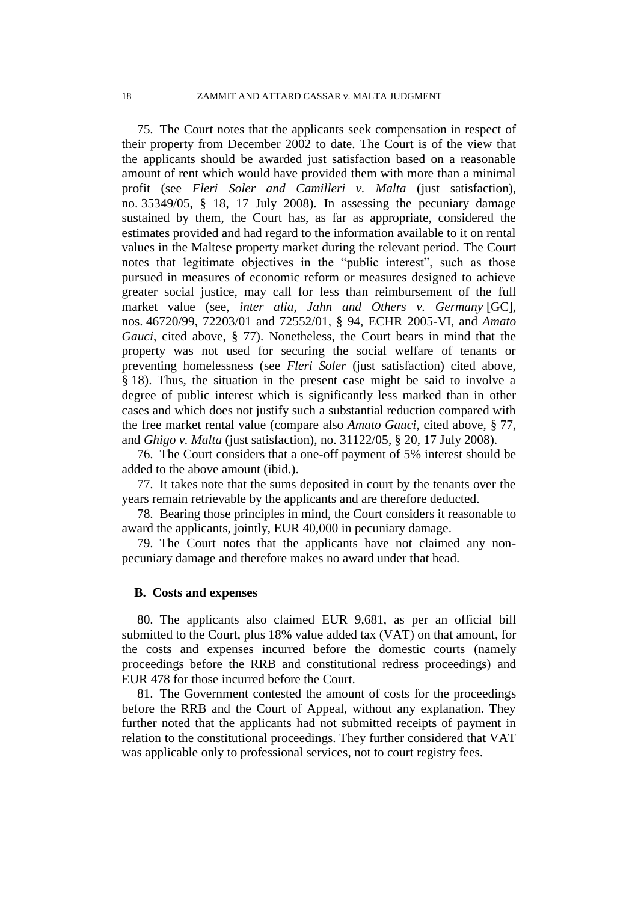75. The Court notes that the applicants seek compensation in respect of their property from December 2002 to date. The Court is of the view that the applicants should be awarded just satisfaction based on a reasonable amount of rent which would have provided them with more than a minimal profit (see *Fleri Soler and Camilleri v. Malta* (just satisfaction), no. 35349/05, § 18, 17 July 2008). In assessing the pecuniary damage sustained by them, the Court has, as far as appropriate, considered the estimates provided and had regard to the information available to it on rental values in the Maltese property market during the relevant period. The Court notes that legitimate objectives in the "public interest", such as those pursued in measures of economic reform or measures designed to achieve greater social justice, may call for less than reimbursement of the full market value (see, *inter alia*, *Jahn and Others v. Germany* [GC], nos. 46720/99, 72203/01 and 72552/01, § 94, ECHR 2005-VI, and *Amato Gauci*, cited above, § 77). Nonetheless, the Court bears in mind that the property was not used for securing the social welfare of tenants or preventing homelessness (see *Fleri Soler* (just satisfaction) cited above, § 18). Thus, the situation in the present case might be said to involve a degree of public interest which is significantly less marked than in other cases and which does not justify such a substantial reduction compared with the free market rental value (compare also *Amato Gauci*, cited above, § 77, and *Ghigo v. Malta* (just satisfaction), no. 31122/05, § 20, 17 July 2008).

76. The Court considers that a one-off payment of 5% interest should be added to the above amount (ibid.).

77. It takes note that the sums deposited in court by the tenants over the years remain retrievable by the applicants and are therefore deducted.

78. Bearing those principles in mind, the Court considers it reasonable to award the applicants, jointly, EUR 40,000 in pecuniary damage.

79. The Court notes that the applicants have not claimed any non-pecuniary damage and therefore makes no award under that head.

### B. Costs and expenses

80. The applicants also claimed EUR 9,681, as per an official bill submitted to the Court, plus 18% value added tax (VAT) on that amount, for the costs and expenses incurred before the domestic courts (namely proceedings before the RRB and constitutional redress proceedings) and EUR 478 for those incurred before the Court.

81. The Government contested the amount of costs for the proceedings before the RRB and the Court of Appeal, without any explanation. They further noted that the applicants had not submitted receipts of payment in relation to the constitutional proceedings. They further considered that VAT was applicable only to professional services, not to court registry fees.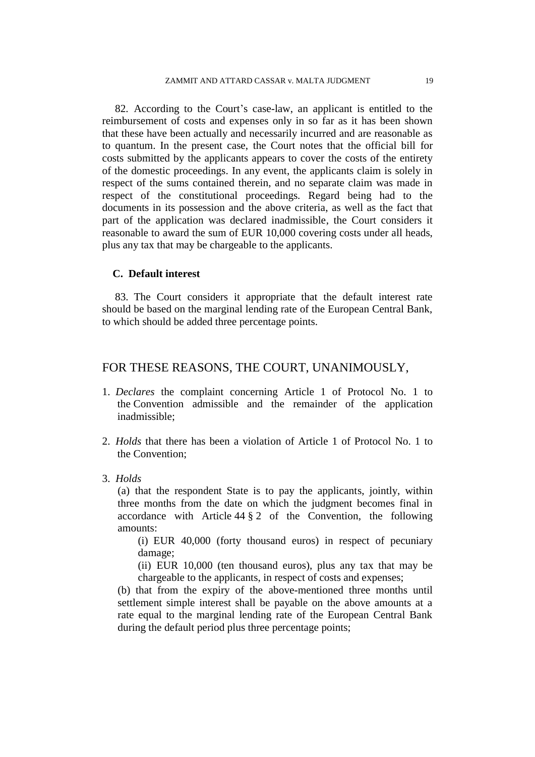82. According to the Court's case-law, an applicant is entitled to the reimbursement of costs and expenses only in so far as it has been shown that these have been actually and necessarily incurred and are reasonable as to quantum. In the present case, the Court notes that the official bill for costs submitted by the applicants appears to cover the costs of the entirety of the domestic proceedings. In any event, the applicants claim is solely in respect of the sums contained therein, and no separate claim was made in respect of the constitutional proceedings. Regard being had to the documents in its possession and the above criteria, as well as the fact that part of the application was declared inadmissible, the Court considers it reasonable to award the sum of EUR 10,000 covering costs under all heads, plus any tax that may be chargeable to the applicants.

### C. Default interest

83. The Court considers it appropriate that the default interest rate should be based on the marginal lending rate of the European Central Bank, to which should be added three percentage points.

## FOR THESE REASONS, THE COURT, UNANIMOUSLY,

1. *Declares* the complaint concerning Article 1 of Protocol No. 1 to the Convention admissible and the remainder of the application inadmissible;

2. *Holds* that there has been a violation of Article 1 of Protocol No. 1 to the Convention;

3. *Holds*

   (a) that the respondent State is to pay the applicants, jointly, within three months from the date on which the judgment becomes final in accordance with Article 44 § 2 of the Convention, the following amounts:

      (i) EUR 40,000 (forty thousand euros) in respect of pecuniary damage;

      (ii) EUR 10,000 (ten thousand euros), plus any tax that may be chargeable to the applicants, in respect of costs and expenses;

   (b) that from the expiry of the above-mentioned three months until settlement simple interest shall be payable on the above amounts at a rate equal to the marginal lending rate of the European Central Bank during the default period plus three percentage points;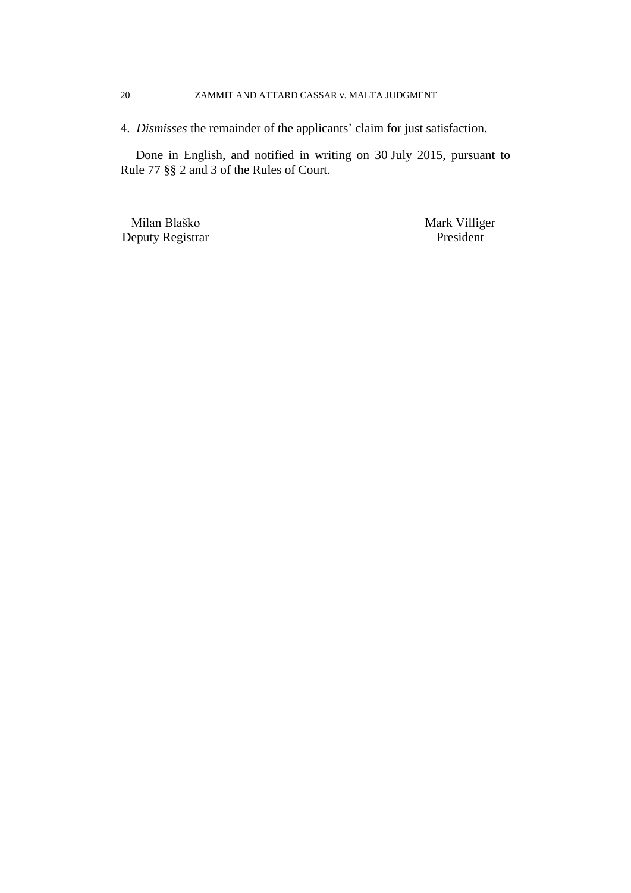4. *Dismisses* the remainder of the applicants' claim for just satisfaction.

Done in English, and notified in writing on 30 July 2015, pursuant to Rule 77 §§ 2 and 3 of the Rules of Court.

| | |
|---|---|
| Milan Blaško | Mark Villiger |
| Deputy Registrar | President |